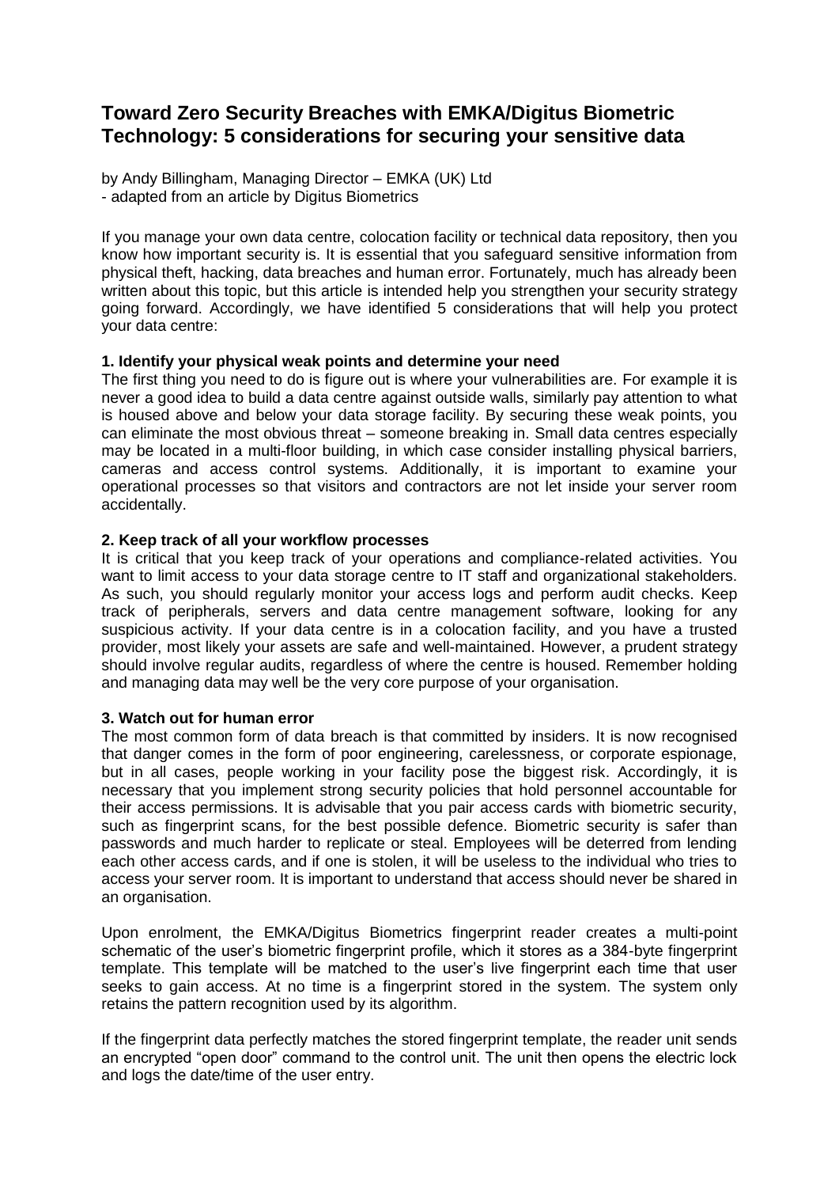# Toward Zero Security Breaches with EMKA/Digitus Biometric Technology: 5 considerations for securing your sensitive data

by Andy Billingham, Managing Director – EMKA (UK) Ltd
- adapted from an article by Digitus Biometrics

If you manage your own data centre, colocation facility or technical data repository, then you know how important security is. It is essential that you safeguard sensitive information from physical theft, hacking, data breaches and human error. Fortunately, much has already been written about this topic, but this article is intended help you strengthen your security strategy going forward. Accordingly, we have identified 5 considerations that will help you protect your data centre:

**1. Identify your physical weak points and determine your need**
The first thing you need to do is figure out is where your vulnerabilities are. For example it is never a good idea to build a data centre against outside walls, similarly pay attention to what is housed above and below your data storage facility. By securing these weak points, you can eliminate the most obvious threat – someone breaking in. Small data centres especially may be located in a multi-floor building, in which case consider installing physical barriers, cameras and access control systems. Additionally, it is important to examine your operational processes so that visitors and contractors are not let inside your server room accidentally.

**2. Keep track of all your workflow processes**
It is critical that you keep track of your operations and compliance-related activities. You want to limit access to your data storage centre to IT staff and organizational stakeholders. As such, you should regularly monitor your access logs and perform audit checks. Keep track of peripherals, servers and data centre management software, looking for any suspicious activity. If your data centre is in a colocation facility, and you have a trusted provider, most likely your assets are safe and well-maintained. However, a prudent strategy should involve regular audits, regardless of where the centre is housed. Remember holding and managing data may well be the very core purpose of your organisation.

**3. Watch out for human error**
The most common form of data breach is that committed by insiders. It is now recognised that danger comes in the form of poor engineering, carelessness, or corporate espionage, but in all cases, people working in your facility pose the biggest risk. Accordingly, it is necessary that you implement strong security policies that hold personnel accountable for their access permissions. It is advisable that you pair access cards with biometric security, such as fingerprint scans, for the best possible defence. Biometric security is safer than passwords and much harder to replicate or steal. Employees will be deterred from lending each other access cards, and if one is stolen, it will be useless to the individual who tries to access your server room. It is important to understand that access should never be shared in an organisation.

Upon enrolment, the EMKA/Digitus Biometrics fingerprint reader creates a multi-point schematic of the user's biometric fingerprint profile, which it stores as a 384-byte fingerprint template. This template will be matched to the user's live fingerprint each time that user seeks to gain access. At no time is a fingerprint stored in the system. The system only retains the pattern recognition used by its algorithm.

If the fingerprint data perfectly matches the stored fingerprint template, the reader unit sends an encrypted "open door" command to the control unit. The unit then opens the electric lock and logs the date/time of the user entry.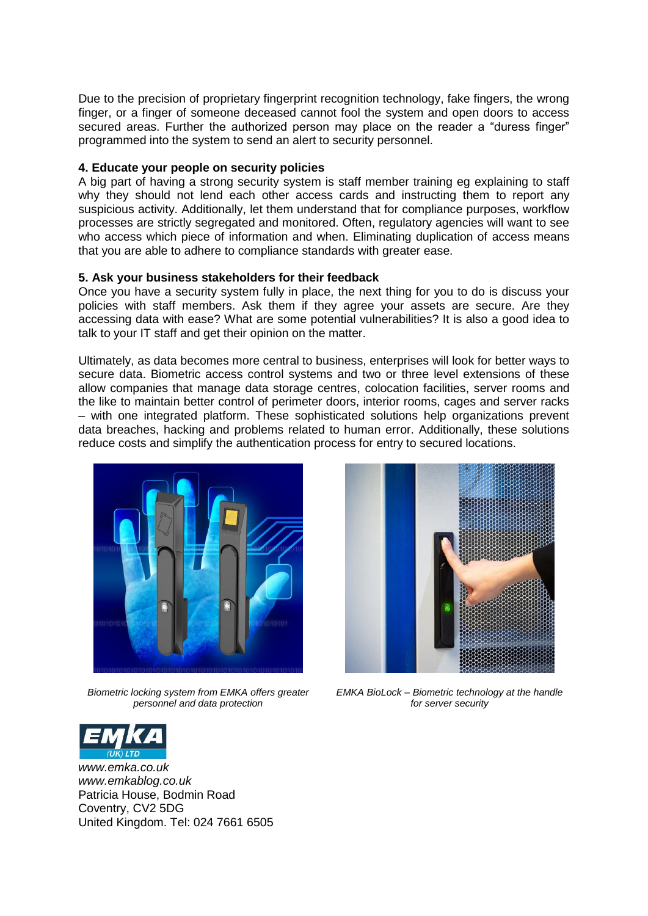Due to the precision of proprietary fingerprint recognition technology, fake fingers, the wrong finger, or a finger of someone deceased cannot fool the system and open doors to access secured areas. Further the authorized person may place on the reader a "duress finger" programmed into the system to send an alert to security personnel.

**4. Educate your people on security policies**

A big part of having a strong security system is staff member training eg explaining to staff why they should not lend each other access cards and instructing them to report any suspicious activity. Additionally, let them understand that for compliance purposes, workflow processes are strictly segregated and monitored. Often, regulatory agencies will want to see who access which piece of information and when. Eliminating duplication of access means that you are able to adhere to compliance standards with greater ease.

**5. Ask your business stakeholders for their feedback**

Once you have a security system fully in place, the next thing for you to do is discuss your policies with staff members. Ask them if they agree your assets are secure. Are they accessing data with ease? What are some potential vulnerabilities? It is also a good idea to talk to your IT staff and get their opinion on the matter.

Ultimately, as data becomes more central to business, enterprises will look for better ways to secure data. Biometric access control systems and two or three level extensions of these allow companies that manage data storage centres, colocation facilities, server rooms and the like to maintain better control of perimeter doors, interior rooms, cages and server racks – with one integrated platform. These sophisticated solutions help organizations prevent data breaches, hacking and problems related to human error. Additionally, these solutions reduce costs and simplify the authentication process for entry to secured locations.

*Biometric locking system from EMKA offers greater personnel and data protection*

*EMKA BioLock – Biometric technology at the handle for server security*

EMKA (UK) LTD

*www.emka.co.uk*
*www.emkablog.co.uk*
Patricia House, Bodmin Road
Coventry, CV2 5DG
United Kingdom. Tel: 024 7661 6505